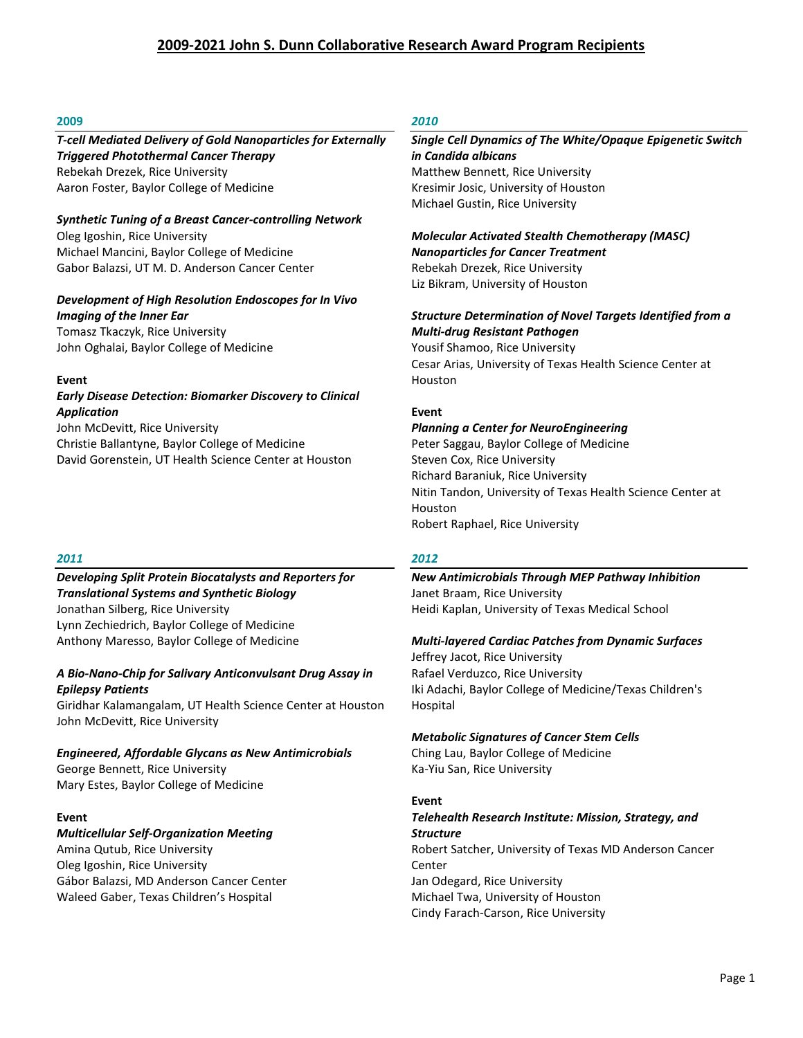# 2009-2021 John S. Dunn Collaborative Research Award Program Recipients

## 2009

***T-cell Mediated Delivery of Gold Nanoparticles for Externally Triggered Photothermal Cancer Therapy***
Rebekah Drezek, Rice University
Aaron Foster, Baylor College of Medicine

***Synthetic Tuning of a Breast Cancer-controlling Network***
Oleg Igoshin, Rice University
Michael Mancini, Baylor College of Medicine
Gabor Balazsi, UT M. D. Anderson Cancer Center

***Development of High Resolution Endoscopes for In Vivo Imaging of the Inner Ear***
Tomasz Tkaczyk, Rice University
John Oghalai, Baylor College of Medicine

**Event**
***Early Disease Detection: Biomarker Discovery to Clinical Application***
John McDevitt, Rice University
Christie Ballantyne, Baylor College of Medicine
David Gorenstein, UT Health Science Center at Houston

## *2010*

***Single Cell Dynamics of The White/Opaque Epigenetic Switch in Candida albicans***
Matthew Bennett, Rice University
Kresimir Josic, University of Houston
Michael Gustin, Rice University

***Molecular Activated Stealth Chemotherapy (MASC) Nanoparticles for Cancer Treatment***
Rebekah Drezek, Rice University
Liz Bikram, University of Houston

***Structure Determination of Novel Targets Identified from a Multi-drug Resistant Pathogen***
Yousif Shamoo, Rice University
Cesar Arias, University of Texas Health Science Center at Houston

**Event**
***Planning a Center for NeuroEngineering***
Peter Saggau, Baylor College of Medicine
Steven Cox, Rice University
Richard Baraniuk, Rice University
Nitin Tandon, University of Texas Health Science Center at Houston
Robert Raphael, Rice University

## *2011*

***Developing Split Protein Biocatalysts and Reporters for Translational Systems and Synthetic Biology***
Jonathan Silberg, Rice University
Lynn Zechiedrich, Baylor College of Medicine
Anthony Maresso, Baylor College of Medicine

***A Bio-Nano-Chip for Salivary Anticonvulsant Drug Assay in Epilepsy Patients***
Giridhar Kalamangalam, UT Health Science Center at Houston
John McDevitt, Rice University

***Engineered, Affordable Glycans as New Antimicrobials***
George Bennett, Rice University
Mary Estes, Baylor College of Medicine

**Event**
***Multicellular Self-Organization Meeting***
Amina Qutub, Rice University
Oleg Igoshin, Rice University
Gábor Balazsi, MD Anderson Cancer Center
Waleed Gaber, Texas Children's Hospital

## *2012*

***New Antimicrobials Through MEP Pathway Inhibition***
Janet Braam, Rice University
Heidi Kaplan, University of Texas Medical School

***Multi-layered Cardiac Patches from Dynamic Surfaces***
Jeffrey Jacot, Rice University
Rafael Verduzco, Rice University
Iki Adachi, Baylor College of Medicine/Texas Children's Hospital

***Metabolic Signatures of Cancer Stem Cells***
Ching Lau, Baylor College of Medicine
Ka-Yiu San, Rice University

**Event**
***Telehealth Research Institute: Mission, Strategy, and Structure***
Robert Satcher, University of Texas MD Anderson Cancer Center
Jan Odegard, Rice University
Michael Twa, University of Houston
Cindy Farach-Carson, Rice University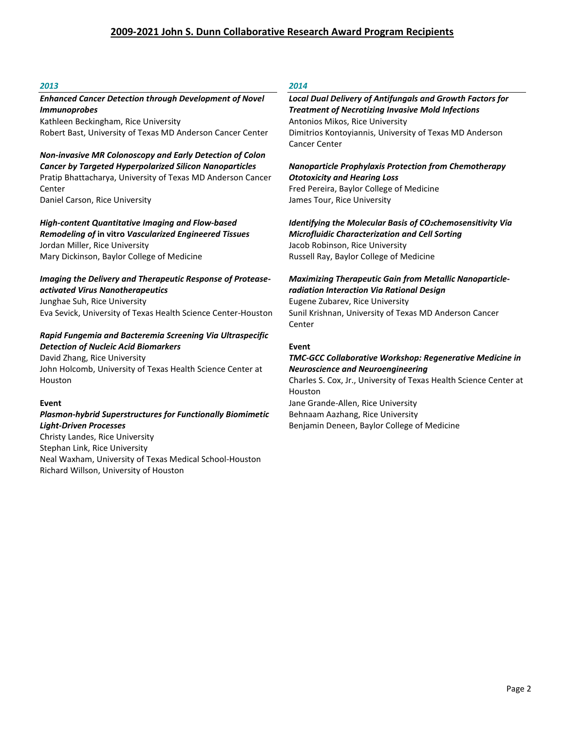## 2009-2021 John S. Dunn Collaborative Research Award Program Recipients

### *2013*

***Enhanced Cancer Detection through Development of Novel Immunoprobes***
Kathleen Beckingham, Rice University
Robert Bast, University of Texas MD Anderson Cancer Center

***Non-invasive MR Colonoscopy and Early Detection of Colon Cancer by Targeted Hyperpolarized Silicon Nanoparticles***
Pratip Bhattacharya, University of Texas MD Anderson Cancer Center
Daniel Carson, Rice University

***High-content Quantitative Imaging and Flow-based Remodeling of* in vitro *Vascularized Engineered Tissues***
Jordan Miller, Rice University
Mary Dickinson, Baylor College of Medicine

***Imaging the Delivery and Therapeutic Response of Protease-activated Virus Nanotherapeutics***
Junghae Suh, Rice University
Eva Sevick, University of Texas Health Science Center-Houston

***Rapid Fungemia and Bacteremia Screening Via Ultraspecific Detection of Nucleic Acid Biomarkers***
David Zhang, Rice University
John Holcomb, University of Texas Health Science Center at Houston

**Event**

***Plasmon-hybrid Superstructures for Functionally Biomimetic Light-Driven Processes***
Christy Landes, Rice University
Stephan Link, Rice University
Neal Waxham, University of Texas Medical School-Houston
Richard Willson, University of Houston

### *2014*

***Local Dual Delivery of Antifungals and Growth Factors for Treatment of Necrotizing Invasive Mold Infections***
Antonios Mikos, Rice University
Dimitrios Kontoyiannis, University of Texas MD Anderson Cancer Center

***Nanoparticle Prophylaxis Protection from Chemotherapy Ototoxicity and Hearing Loss***
Fred Pereira, Baylor College of Medicine
James Tour, Rice University

***Identifying the Molecular Basis of $CO_2$chemosensitivity Via Microfluidic Characterization and Cell Sorting***
Jacob Robinson, Rice University
Russell Ray, Baylor College of Medicine

***Maximizing Therapeutic Gain from Metallic Nanoparticle-radiation Interaction Via Rational Design***
Eugene Zubarev, Rice University
Sunil Krishnan, University of Texas MD Anderson Cancer Center

**Event**

***TMC-GCC Collaborative Workshop: Regenerative Medicine in Neuroscience and Neuroengineering***
Charles S. Cox, Jr., University of Texas Health Science Center at Houston
Jane Grande-Allen, Rice University
Behnaam Aazhang, Rice University
Benjamin Deneen, Baylor College of Medicine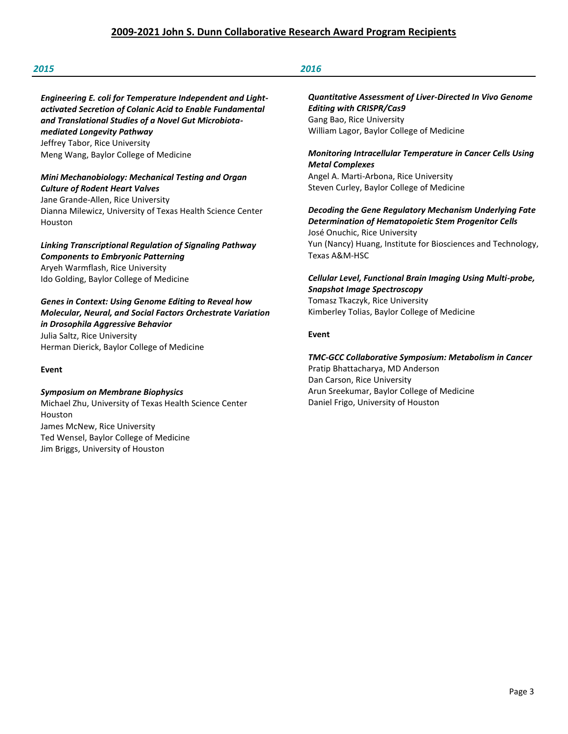# 2009-2021 John S. Dunn Collaborative Research Award Program Recipients

## *2015*

***Engineering E. coli for Temperature Independent and Light-activated Secretion of Colanic Acid to Enable Fundamental and Translational Studies of a Novel Gut Microbiota-mediated Longevity Pathway***
Jeffrey Tabor, Rice University
Meng Wang, Baylor College of Medicine

***Mini Mechanobiology: Mechanical Testing and Organ Culture of Rodent Heart Valves***
Jane Grande-Allen, Rice University
Dianna Milewicz, University of Texas Health Science Center Houston

***Linking Transcriptional Regulation of Signaling Pathway Components to Embryonic Patterning***
Aryeh Warmflash, Rice University
Ido Golding, Baylor College of Medicine

***Genes in Context: Using Genome Editing to Reveal how Molecular, Neural, and Social Factors Orchestrate Variation in Drosophila Aggressive Behavior***
Julia Saltz, Rice University
Herman Dierick, Baylor College of Medicine

**Event**

***Symposium on Membrane Biophysics***
Michael Zhu, University of Texas Health Science Center Houston
James McNew, Rice University
Ted Wensel, Baylor College of Medicine
Jim Briggs, University of Houston

## *2016*

***Quantitative Assessment of Liver-Directed In Vivo Genome Editing with CRISPR/Cas9***
Gang Bao, Rice University
William Lagor, Baylor College of Medicine

***Monitoring Intracellular Temperature in Cancer Cells Using Metal Complexes***
Angel A. Marti-Arbona, Rice University
Steven Curley, Baylor College of Medicine

***Decoding the Gene Regulatory Mechanism Underlying Fate Determination of Hematopoietic Stem Progenitor Cells***
José Onuchic, Rice University
Yun (Nancy) Huang, Institute for Biosciences and Technology, Texas A&M-HSC

***Cellular Level, Functional Brain Imaging Using Multi-probe, Snapshot Image Spectroscopy***
Tomasz Tkaczyk, Rice University
Kimberley Tolias, Baylor College of Medicine

**Event**

***TMC-GCC Collaborative Symposium: Metabolism in Cancer***
Pratip Bhattacharya, MD Anderson
Dan Carson, Rice University
Arun Sreekumar, Baylor College of Medicine
Daniel Frigo, University of Houston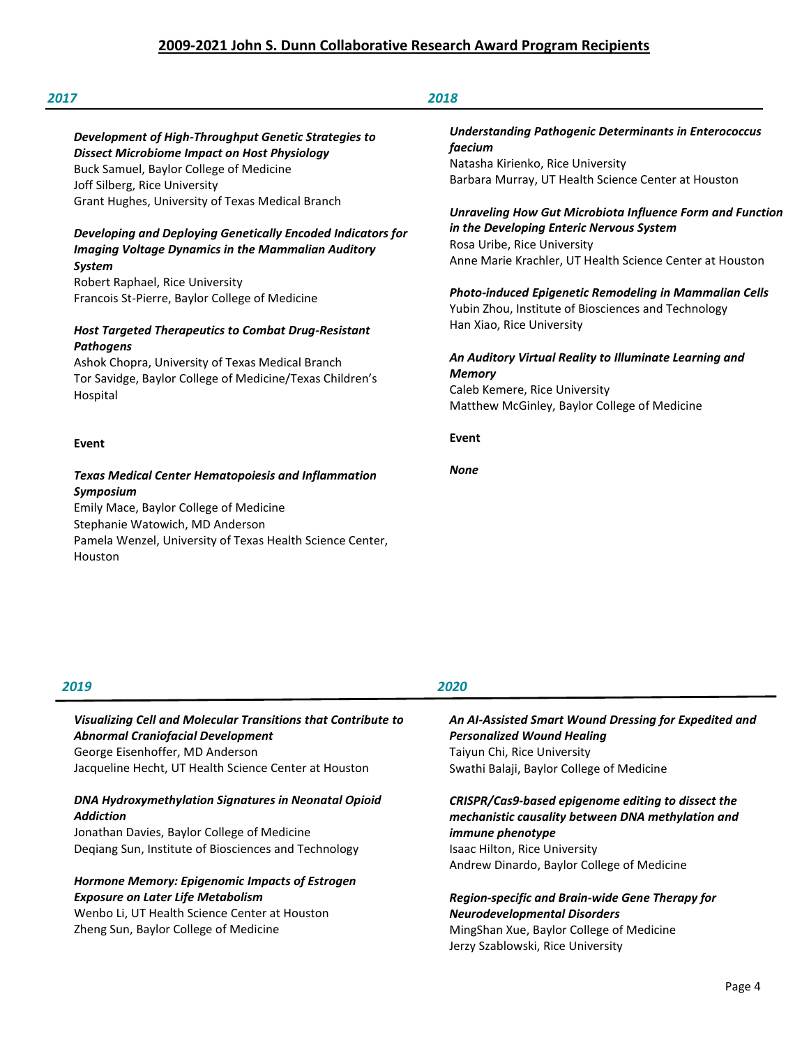# 2009-2021 John S. Dunn Collaborative Research Award Program Recipients

## 2017

***Development of High-Throughput Genetic Strategies to Dissect Microbiome Impact on Host Physiology***
Buck Samuel, Baylor College of Medicine
Joff Silberg, Rice University
Grant Hughes, University of Texas Medical Branch

***Developing and Deploying Genetically Encoded Indicators for Imaging Voltage Dynamics in the Mammalian Auditory System***
Robert Raphael, Rice University
Francois St-Pierre, Baylor College of Medicine

***Host Targeted Therapeutics to Combat Drug-Resistant Pathogens***
Ashok Chopra, University of Texas Medical Branch
Tor Savidge, Baylor College of Medicine/Texas Children's Hospital

**Event**

***Texas Medical Center Hematopoiesis and Inflammation Symposium***
Emily Mace, Baylor College of Medicine
Stephanie Watowich, MD Anderson
Pamela Wenzel, University of Texas Health Science Center, Houston

## 2018

***Understanding Pathogenic Determinants in Enterococcus faecium***
Natasha Kirienko, Rice University
Barbara Murray, UT Health Science Center at Houston

***Unraveling How Gut Microbiota Influence Form and Function in the Developing Enteric Nervous System***
Rosa Uribe, Rice University
Anne Marie Krachler, UT Health Science Center at Houston

***Photo-induced Epigenetic Remodeling in Mammalian Cells***
Yubin Zhou, Institute of Biosciences and Technology
Han Xiao, Rice University

***An Auditory Virtual Reality to Illuminate Learning and Memory***
Caleb Kemere, Rice University
Matthew McGinley, Baylor College of Medicine

**Event**

***None***

## 2019

***Visualizing Cell and Molecular Transitions that Contribute to Abnormal Craniofacial Development***
George Eisenhoffer, MD Anderson
Jacqueline Hecht, UT Health Science Center at Houston

***DNA Hydroxymethylation Signatures in Neonatal Opioid Addiction***
Jonathan Davies, Baylor College of Medicine
Deqiang Sun, Institute of Biosciences and Technology

***Hormone Memory: Epigenomic Impacts of Estrogen Exposure on Later Life Metabolism***
Wenbo Li, UT Health Science Center at Houston
Zheng Sun, Baylor College of Medicine

## 2020

***An AI-Assisted Smart Wound Dressing for Expedited and Personalized Wound Healing***
Taiyun Chi, Rice University
Swathi Balaji, Baylor College of Medicine

***CRISPR/Cas9-based epigenome editing to dissect the mechanistic causality between DNA methylation and immune phenotype***
Isaac Hilton, Rice University
Andrew Dinardo, Baylor College of Medicine

***Region-specific and Brain-wide Gene Therapy for Neurodevelopmental Disorders***
MingShan Xue, Baylor College of Medicine
Jerzy Szablowski, Rice University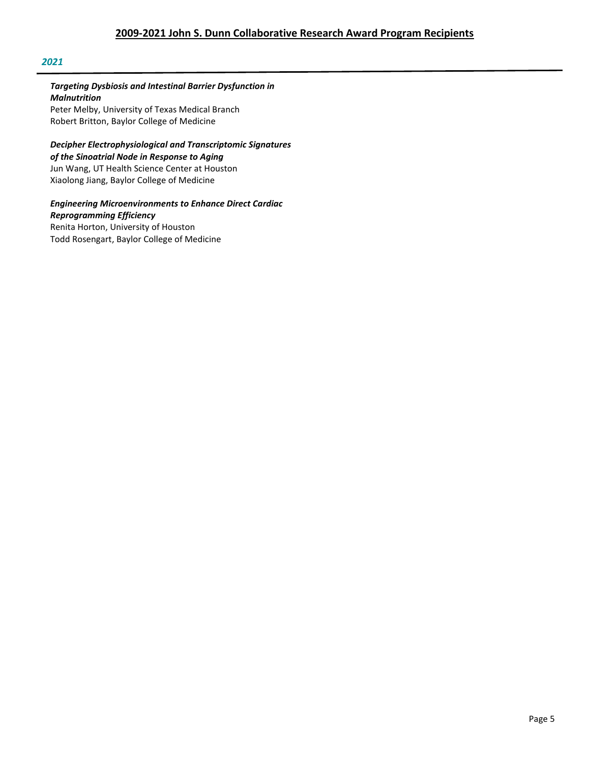## 2009-2021 John S. Dunn Collaborative Research Award Program Recipients

### *2021*

***Targeting Dysbiosis and Intestinal Barrier Dysfunction in Malnutrition***
Peter Melby, University of Texas Medical Branch
Robert Britton, Baylor College of Medicine

***Decipher Electrophysiological and Transcriptomic Signatures of the Sinoatrial Node in Response to Aging***
Jun Wang, UT Health Science Center at Houston
Xiaolong Jiang, Baylor College of Medicine

***Engineering Microenvironments to Enhance Direct Cardiac Reprogramming Efficiency***
Renita Horton, University of Houston
Todd Rosengart, Baylor College of Medicine